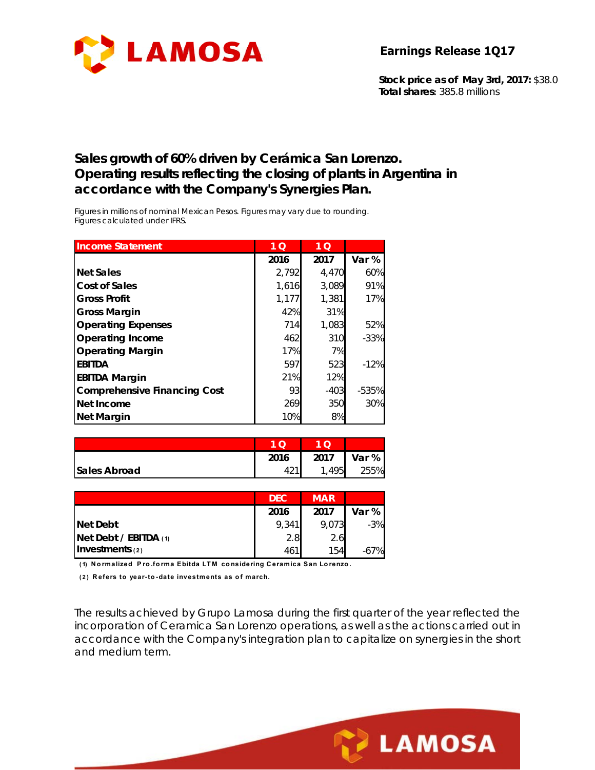# Earnings Release 1Q17

**Stock price as of May 3rd, 2017:** $38.0
**Total shares:** 385.8 millions

## Sales growth of 60% driven by Cerámica San Lorenzo. Operating results reflecting the closing of plants in Argentina in accordance with the Company's Synergies Plan.

*Figures in millions of nominal Mexican Pesos. Figures may vary due to rounding.*
*Figures calculated under IFRS.*

| Income Statement | 1 Q | 1 Q | |
|---|---|---|---|
| | 2016 | 2017 | Var % |
| **Net Sales** | 2,792 | 4,470 | 60% |
| **Cost of Sales** | 1,616 | 3,089 | 91% |
| **Gross Profit** | 1,177 | 1,381 | 17% |
| **Gross Margin** | 42% | 31% | |
| **Operating Expenses** | 714 | 1,083 | 52% |
| **Operating Income** | 462 | 310 | -33% |
| **Operating Margin** | 17% | 7% | |
| **EBITDA** | 597 | 523 | -12% |
| **EBITDA Margin** | 21% | 12% | |
| **Comprehensive Financing Cost** | 93 | -403 | -535% |
| **Net Income** | 269 | 350 | 30% |
| **Net Margin** | 10% | 8% | |

| | 1 Q | 1 Q | |
|---|---|---|---|
| | 2016 | 2017 | Var % |
| **Sales Abroad** | 421 | 1,495 | 255% |

| | DEC | MAR | |
|---|---|---|---|
| | 2016 | 2017 | Var % |
| **Net Debt** | 9,341 | 9,073 | -3% |
| **Net Debt / EBITDA (1)** | 2.8 | 2.6 | |
| **Investments (2)** | 461 | 154 | -67% |

**(1) Normalized Pro.forma Ebitda LTM considering Ceramica San Lorenzo.**

**(2) Refers to year-to-date investments as of march.**

The results achieved by Grupo Lamosa during the first quarter of the year reflected the incorporation of Ceramica San Lorenzo operations, as well as the actions carried out in accordance with the Company's integration plan to capitalize on synergies in the short and medium term.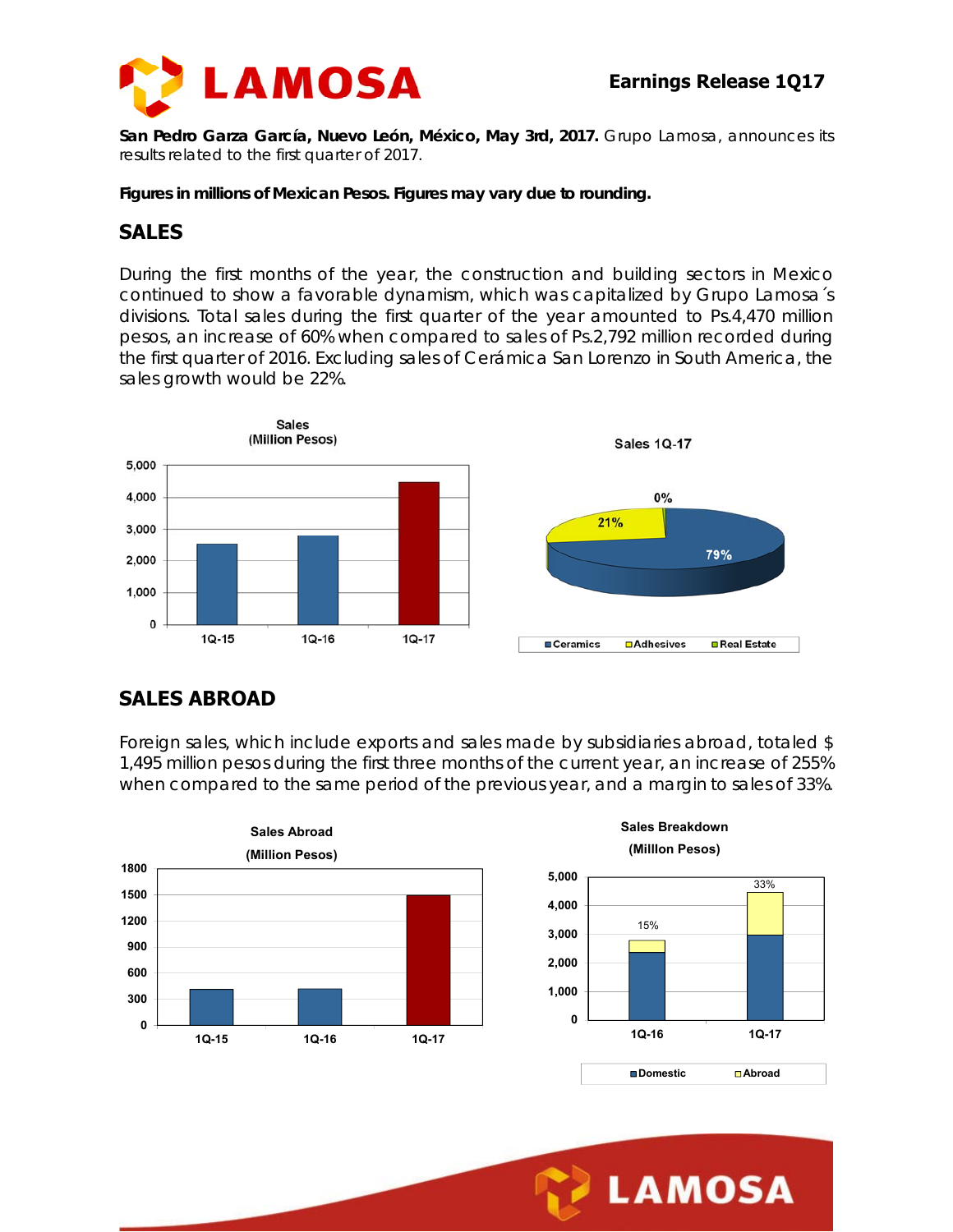**San Pedro Garza García, Nuevo León, México, May 3rd, 2017.** Grupo Lamosa, announces its results related to the first quarter of 2017.

**Figures in millions of Mexican Pesos. Figures may vary due to rounding.**

## SALES

During the first months of the year, the construction and building sectors in Mexico continued to show a favorable dynamism, which was capitalized by Grupo Lamosa´s divisions. Total sales during the first quarter of the year amounted to Ps.4,470 million pesos, an increase of 60% when compared to sales of Ps.2,792 million recorded during the first quarter of 2016. Excluding sales of Cerámica San Lorenzo in South America, the sales growth would be 22%.

**Sales (Million Pesos)**

**Sales 1Q-17**: Ceramics 79%, Adhesives 21%, Real Estate 0%

## SALES ABROAD

Foreign sales, which include exports and sales made by subsidiaries abroad, totaled $ 1,495 million pesos during the first three months of the current year, an increase of 255% when compared to the same period of the previous year, and a margin to sales of 33%.

**Sales Abroad (Million Pesos)**

**Sales Breakdown (Milllon Pesos)**: Abroad share 15% (1Q-16), 33% (1Q-17)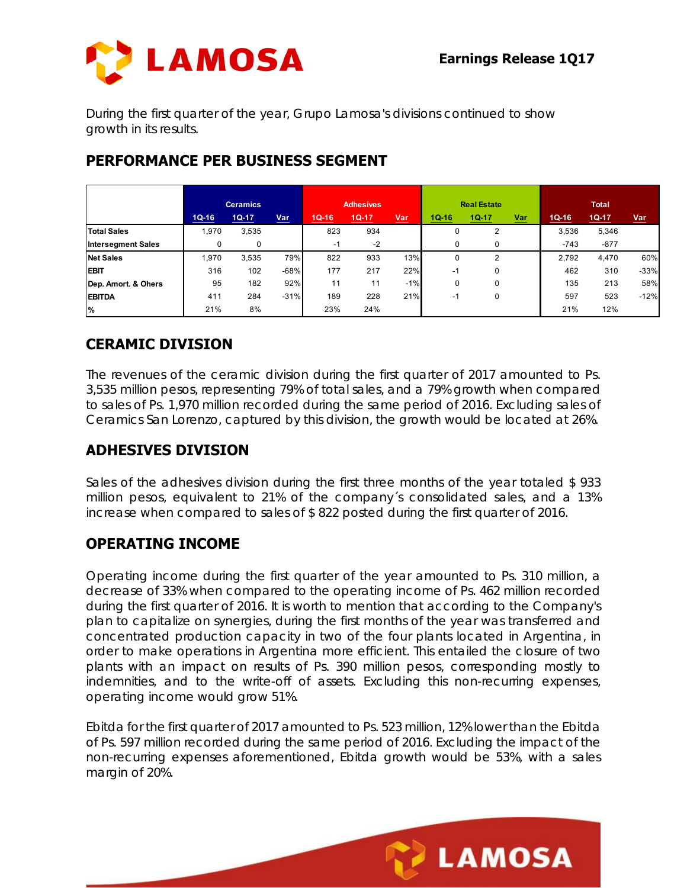During the first quarter of the year, Grupo Lamosa's divisions continued to show growth in its results.

## PERFORMANCE PER BUSINESS SEGMENT

| | Ceramics | | | Adhesives | | | Real Estate | | | Total | | |
|---|---|---|---|---|---|---|---|---|---|---|---|---|
| | 1Q-16 | 1Q-17 | Var | 1Q-16 | 1Q-17 | Var | 1Q-16 | 1Q-17 | Var | 1Q-16 | 1Q-17 | Var |
| **Total Sales** | 1,970 | 3,535 | | 823 | 934 | | 0 | 2 | | 3,536 | 5,346 | |
| **Intersegment Sales** | 0 | 0 | | -1 | -2 | | 0 | 0 | | -743 | -877 | |
| **Net Sales** | 1,970 | 3,535 | 79% | 822 | 933 | 13% | 0 | 2 | | 2,792 | 4,470 | 60% |
| **EBIT** | 316 | 102 | -68% | 177 | 217 | 22% | -1 | 0 | | 462 | 310 | -33% |
| **Dep. Amort. & Ohers** | 95 | 182 | 92% | 11 | 11 | -1% | 0 | 0 | | 135 | 213 | 58% |
| **EBITDA** | 411 | 284 | -31% | 189 | 228 | 21% | -1 | 0 | | 597 | 523 | -12% |
| **%** | 21% | 8% | | 23% | 24% | | | | | 21% | 12% | |

## CERAMIC DIVISION

The revenues of the ceramic division during the first quarter of 2017 amounted to Ps. 3,535 million pesos, representing 79% of total sales, and a 79% growth when compared to sales of Ps. 1,970 million recorded during the same period of 2016. Excluding sales of Ceramics San Lorenzo, captured by this division, the growth would be located at 26%.

## ADHESIVES DIVISION

Sales of the adhesives division during the first three months of the year totaled $ 933 million pesos, equivalent to 21% of the company´s consolidated sales, and a 13% increase when compared to sales of $ 822 posted during the first quarter of 2016.

## OPERATING INCOME

Operating income during the first quarter of the year amounted to Ps. 310 million, a decrease of 33% when compared to the operating income of Ps. 462 million recorded during the first quarter of 2016. It is worth to mention that according to the Company's plan to capitalize on synergies, during the first months of the year was transferred and concentrated production capacity in two of the four plants located in Argentina, in order to make operations in Argentina more efficient. This entailed the closure of two plants with an impact on results of Ps. 390 million pesos, corresponding mostly to indemnities, and to the write-off of assets. Excluding this non-recurring expenses, operating income would grow 51%.

Ebitda for the first quarter of 2017 amounted to Ps. 523 million, 12% lower than the Ebitda of Ps. 597 million recorded during the same period of 2016. Excluding the impact of the non-recurring expenses aforementioned, Ebitda growth would be 53%, with a sales margin of 20%.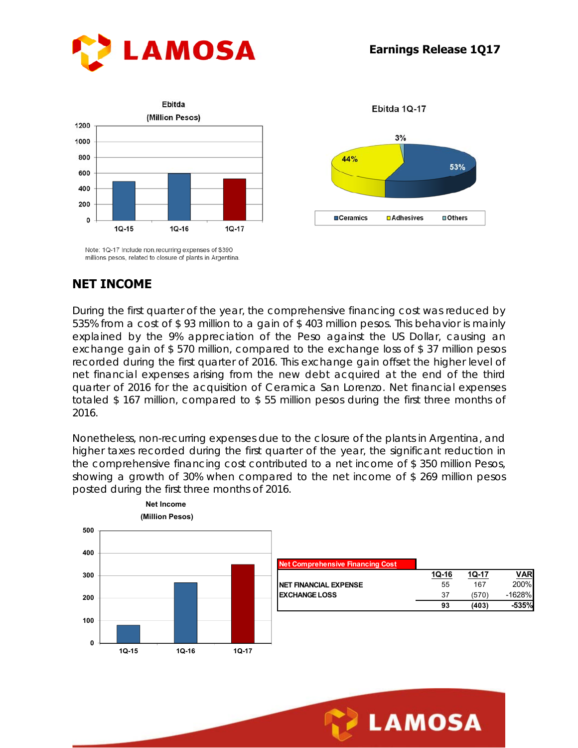Ebitda
(Million Pesos)

Ebitda 1Q-17

Note: 1Q-17 Include non.recurring expenses of $390 millions pesos, related to closure of plants in Argentina.

## NET INCOME

During the first quarter of the year, the comprehensive financing cost was reduced by 535% from a cost of $ 93 million to a gain of $ 403 million pesos. This behavior is mainly explained by the 9% appreciation of the Peso against the US Dollar, causing an exchange gain of $ 570 million, compared to the exchange loss of $ 37 million pesos recorded during the first quarter of 2016. This exchange gain offset the higher level of net financial expenses arising from the new debt acquired at the end of the third quarter of 2016 for the acquisition of Ceramica San Lorenzo. Net financial expenses totaled $ 167 million, compared to $ 55 million pesos during the first three months of 2016.

Nonetheless, non-recurring expenses due to the closure of the plants in Argentina, and higher taxes recorded during the first quarter of the year, the significant reduction in the comprehensive financing cost contributed to a net income of $ 350 million Pesos, showing a growth of 30% when compared to the net income of $ 269 million pesos posted during the first three months of 2016.

Net Income
(Million Pesos)

| Net Comprehensive Financing Cost | 1Q-16 | 1Q-17 | VAR |
|---|---|---|---|
| NET FINANCIAL EXPENSE | 55 | 167 | 200% |
| EXCHANGE LOSS | 37 | (570) | -1628% |
| | **93** | **(403)** | **-535%** |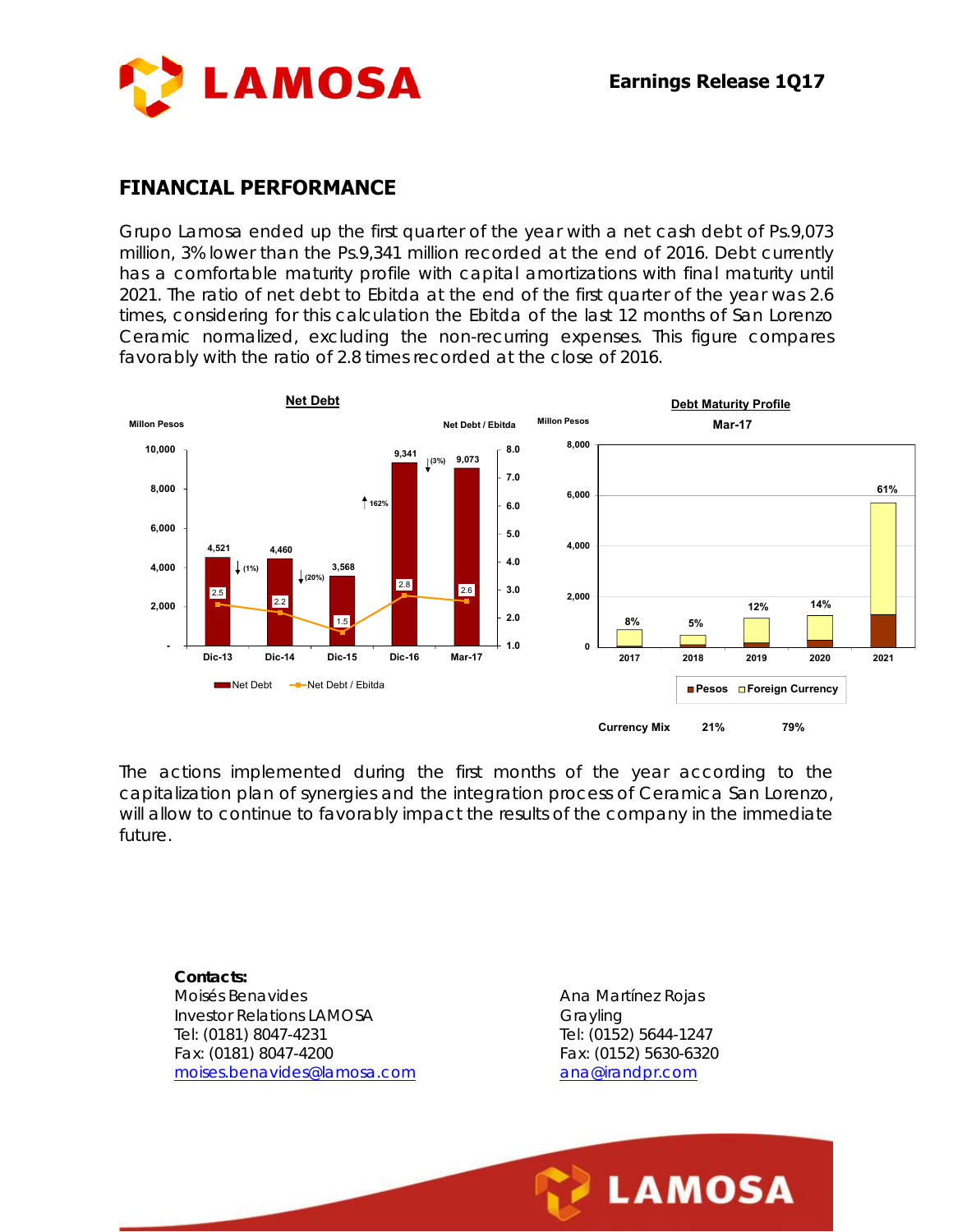## FINANCIAL PERFORMANCE

Grupo Lamosa ended up the first quarter of the year with a net cash debt of Ps.9,073 million, 3% lower than the Ps.9,341 million recorded at the end of 2016. Debt currently has a comfortable maturity profile with capital amortizations with final maturity until 2021. The ratio of net debt to Ebitda at the end of the first quarter of the year was 2.6 times, considering for this calculation the Ebitda of the last 12 months of San Lorenzo Ceramic normalized, excluding the non-recurring expenses. This figure compares favorably with the ratio of 2.8 times recorded at the close of 2016.

**Net Debt**

Millon Pesos

Net Debt / Ebitda

10,000
8,000
6,000
4,000
2,000
-

8.0
7.0
6.0
5.0
4.0
3.0
2.0
1.0

4,521 (1%)
4,460 (20%)
3,568
162%
9,341 (3%)
9,073

2.5
2.2
1.5
2.8
2.6

Dic-13 Dic-14 Dic-15 Dic-16 Mar-17

Net Debt — Net Debt / Ebitda

**Debt Maturity Profile**

Mar-17

Millon Pesos

8,000
6,000
4,000
2,000
0

8%
5%
12%
14%
61%

2017 2018 2019 2020 2021

Pesos Foreign Currency

Currency Mix 21% 79%

The actions implemented during the first months of the year according to the capitalization plan of synergies and the integration process of Ceramica San Lorenzo, will allow to continue to favorably impact the results of the company in the immediate future.

**Contacts:**

Moisés Benavides
Investor Relations LAMOSA
Tel: (0181) 8047-4231
Fax: (0181) 8047-4200
moises.benavides@lamosa.com

Ana Martínez Rojas
Grayling
Tel: (0152) 5644-1247
Fax: (0152) 5630-6320
ana@irandpr.com